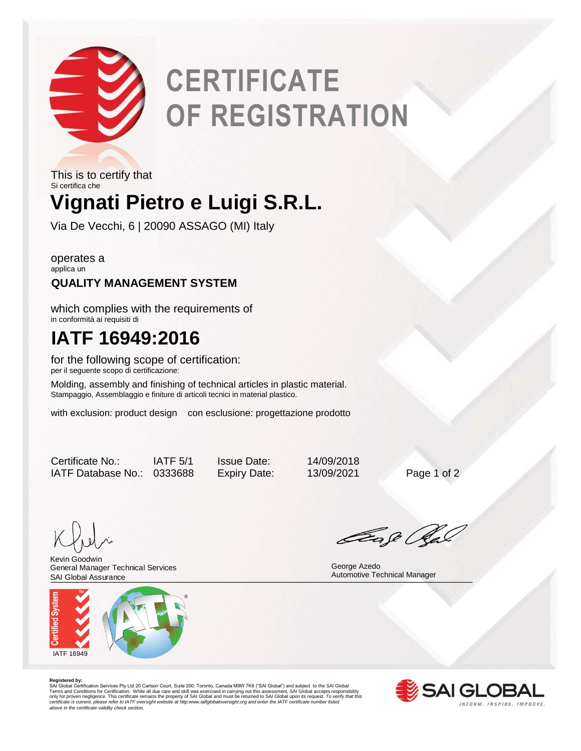# CERTIFICATE OF REGISTRATION

This is to certify that
Si certifica che

## Vignati Pietro e Luigi S.R.L.

Via De Vecchi, 6 | 20090 ASSAGO (MI) Italy

operates a
applica un

**QUALITY MANAGEMENT SYSTEM**

which complies with the requirements of
in conformità ai requisiti di

## IATF 16949:2016

for the following scope of certification:
per il seguente scopo di certificazione:

Molding, assembly and finishing of technical articles in plastic material.
Stampaggio, Assemblaggio e finiture di articoli tecnici in material plastico.

with exclusion: product design con esclusione: progettazione prodotto

| | | | |
|---|---|---|---|
| Certificate No.: | IATF 5/1 | Issue Date: | 14/09/2018 |
| IATF Database No.: | 0333688 | Expiry Date: | 13/09/2021 |

Kevin Goodwin
General Manager Technical Services
SAI Global Assurance

George Azedo
Automotive Technical Manager

IATF 16949

**Registered by:**
SAI Global Certification Services Pty Ltd 20 Carlson Court, Suite 200; Toronto, Canada M9W 7K6 ("SAI Global") and subject to the SAI Global Terms and Conditions for Certification. While all due care and skill was exercised in carrying out this assessment, SAI Global accepts responsibility only for proven negligence. This certificate remains the property of SAI Global and must be returned to SAI Global upon its request. *To verify that this certificate is current, please refer to IATF oversight website at http:www.iatfglobaloversight.org and enter the IATF certificate number listed above in the certificate validity check section.*

SAI GLOBAL
INFORM. INSPIRE. IMPROVE.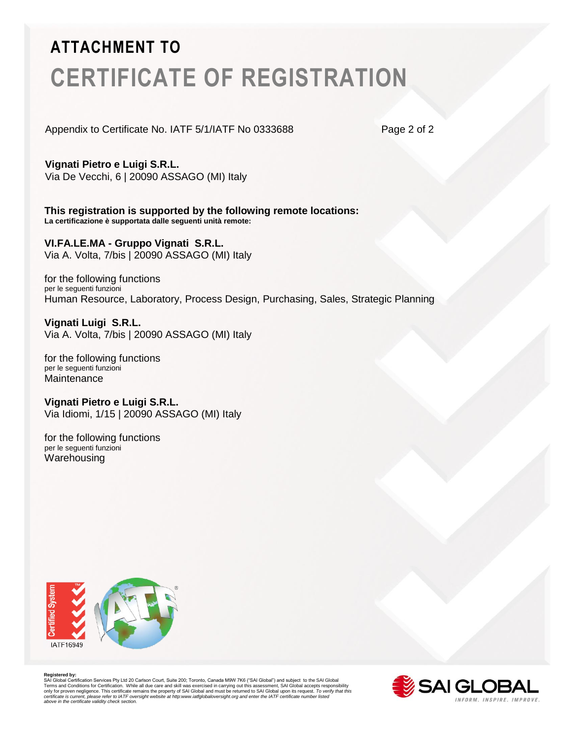# ATTACHMENT TO
# CERTIFICATE OF REGISTRATION

Appendix to Certificate No. IATF 5/1/IATF No 0333688

**Vignati Pietro e Luigi S.R.L.**
Via De Vecchi, 6 | 20090 ASSAGO (MI) Italy

**This registration is supported by the following remote locations:**
**La certificazione è supportata dalle seguenti unità remote:**

**VI.FA.LE.MA - Gruppo Vignati S.R.L.**
Via A. Volta, 7/bis | 20090 ASSAGO (MI) Italy

for the following functions
per le seguenti funzioni
Human Resource, Laboratory, Process Design, Purchasing, Sales, Strategic Planning

**Vignati Luigi S.R.L.**
Via A. Volta, 7/bis | 20090 ASSAGO (MI) Italy

for the following functions
per le seguenti funzioni
Maintenance

**Vignati Pietro e Luigi S.R.L.**
Via Idiomi, 1/15 | 20090 ASSAGO (MI) Italy

for the following functions
per le seguenti funzioni
Warehousing

Certified System
IATF16949

**Registered by:**
SAI Global Certification Services Pty Ltd 20 Carlson Court, Suite 200; Toronto, Canada M9W 7K6 ("SAI Global") and subject to the SAI Global Terms and Conditions for Certification. While all due care and skill was exercised in carrying out this assessment, SAI Global accepts responsibility only for proven negligence. This certificate remains the property of SAI Global and must be returned to SAI Global upon its request. *To verify that this certificate is current, please refer to IATF oversight website at http:www.iatfglobaloversight.org and enter the IATF certificate number listed above in the certificate validity check section.*

SAI GLOBAL
INFORM. INSPIRE. IMPROVE.